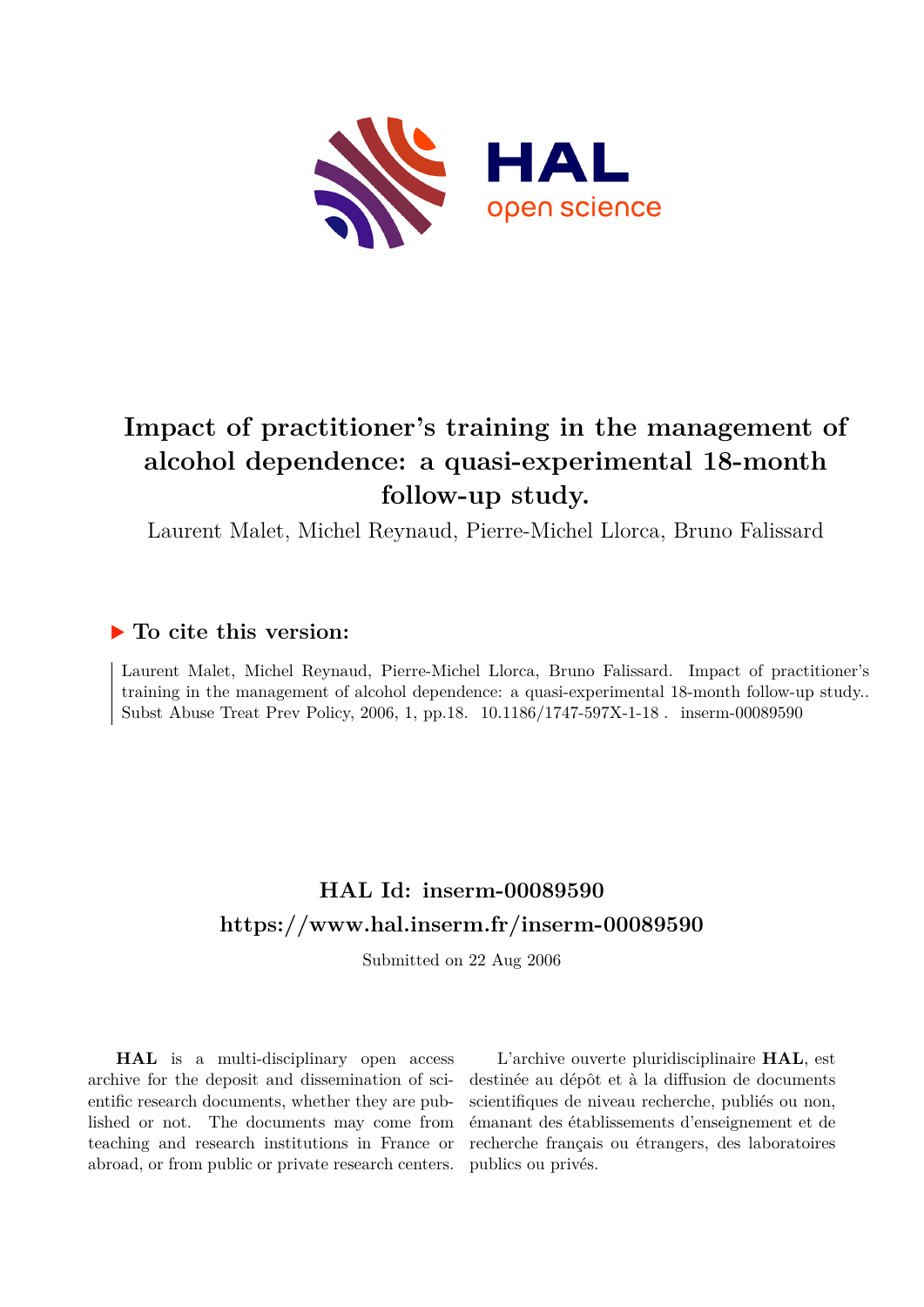# Impact of practitioner's training in the management of alcohol dependence: a quasi-experimental 18-month follow-up study.

Laurent Malet, Michel Reynaud, Pierre-Michel Llorca, Bruno Falissard

## ▶ To cite this version:

Laurent Malet, Michel Reynaud, Pierre-Michel Llorca, Bruno Falissard. Impact of practitioner's training in the management of alcohol dependence: a quasi-experimental 18-month follow-up study.. Subst Abuse Treat Prev Policy, 2006, 1, pp.18. 10.1186/1747-597X-1-18 . inserm-00089590

## HAL Id: inserm-00089590

## https://www.hal.inserm.fr/inserm-00089590

Submitted on 22 Aug 2006

**HAL** is a multi-disciplinary open access archive for the deposit and dissemination of scientific research documents, whether they are published or not. The documents may come from teaching and research institutions in France or abroad, or from public or private research centers.

L'archive ouverte pluridisciplinaire **HAL**, est destinée au dépôt et à la diffusion de documents scientifiques de niveau recherche, publiés ou non, émanant des établissements d'enseignement et de recherche français ou étrangers, des laboratoires publics ou privés.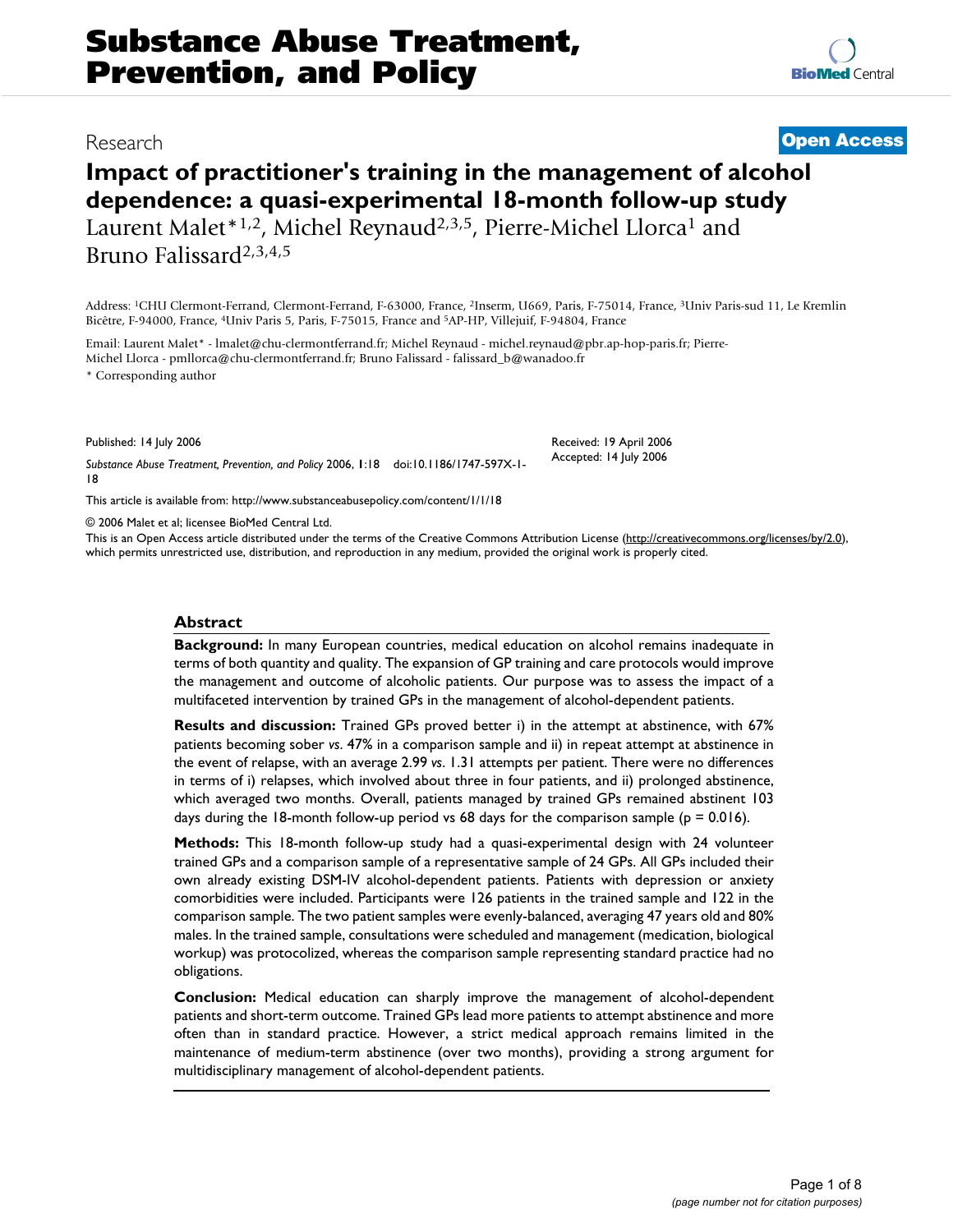# Substance Abuse Treatment, Prevention, and Policy

Research

**Open Access**

# Impact of practitioner's training in the management of alcohol dependence: a quasi-experimental 18-month follow-up study

Laurent Malet*[1,2], Michel Reynaud[2,3,5], Pierre-Michel Llorca[1] and Bruno Falissard[2,3,4,5]

Address: [1]CHU Clermont-Ferrand, Clermont-Ferrand, F-63000, France, [2]Inserm, U669, Paris, F-75014, France, [3]Univ Paris-sud 11, Le Kremlin Bicêtre, F-94000, France, [4]Univ Paris 5, Paris, F-75015, France and [5]AP-HP, Villejuif, F-94804, France

Email: Laurent Malet* - lmalet@chu-clermontferrand.fr; Michel Reynaud - michel.reynaud@pbr.ap-hop-paris.fr; Pierre-Michel Llorca - pmllorca@chu-clermontferrand.fr; Bruno Falissard - falissard_b@wanadoo.fr

\* Corresponding author

Published: 14 July 2006

*Substance Abuse Treatment, Prevention, and Policy* 2006, **1**:18 doi:10.1186/1747-597X-1-18

Received: 19 April 2006
Accepted: 14 July 2006

This article is available from: http://www.substanceabusepolicy.com/content/1/1/18

© 2006 Malet et al; licensee BioMed Central Ltd.

This is an Open Access article distributed under the terms of the Creative Commons Attribution License (http://creativecommons.org/licenses/by/2.0), which permits unrestricted use, distribution, and reproduction in any medium, provided the original work is properly cited.

## Abstract

**Background:** In many European countries, medical education on alcohol remains inadequate in terms of both quantity and quality. The expansion of GP training and care protocols would improve the management and outcome of alcoholic patients. Our purpose was to assess the impact of a multifaceted intervention by trained GPs in the management of alcohol-dependent patients.

**Results and discussion:** Trained GPs proved better i) in the attempt at abstinence, with 67% patients becoming sober *vs.* 47% in a comparison sample and ii) in repeat attempt at abstinence in the event of relapse, with an average 2.99 *vs.* 1.31 attempts per patient. There were no differences in terms of i) relapses, which involved about three in four patients, and ii) prolonged abstinence, which averaged two months. Overall, patients managed by trained GPs remained abstinent 103 days during the 18-month follow-up period vs 68 days for the comparison sample ($p = 0.016$).

**Methods:** This 18-month follow-up study had a quasi-experimental design with 24 volunteer trained GPs and a comparison sample of a representative sample of 24 GPs. All GPs included their own already existing DSM-IV alcohol-dependent patients. Patients with depression or anxiety comorbidities were included. Participants were 126 patients in the trained sample and 122 in the comparison sample. The two patient samples were evenly-balanced, averaging 47 years old and 80% males. In the trained sample, consultations were scheduled and management (medication, biological workup) was protocolized, whereas the comparison sample representing standard practice had no obligations.

**Conclusion:** Medical education can sharply improve the management of alcohol-dependent patients and short-term outcome. Trained GPs lead more patients to attempt abstinence and more often than in standard practice. However, a strict medical approach remains limited in the maintenance of medium-term abstinence (over two months), providing a strong argument for multidisciplinary management of alcohol-dependent patients.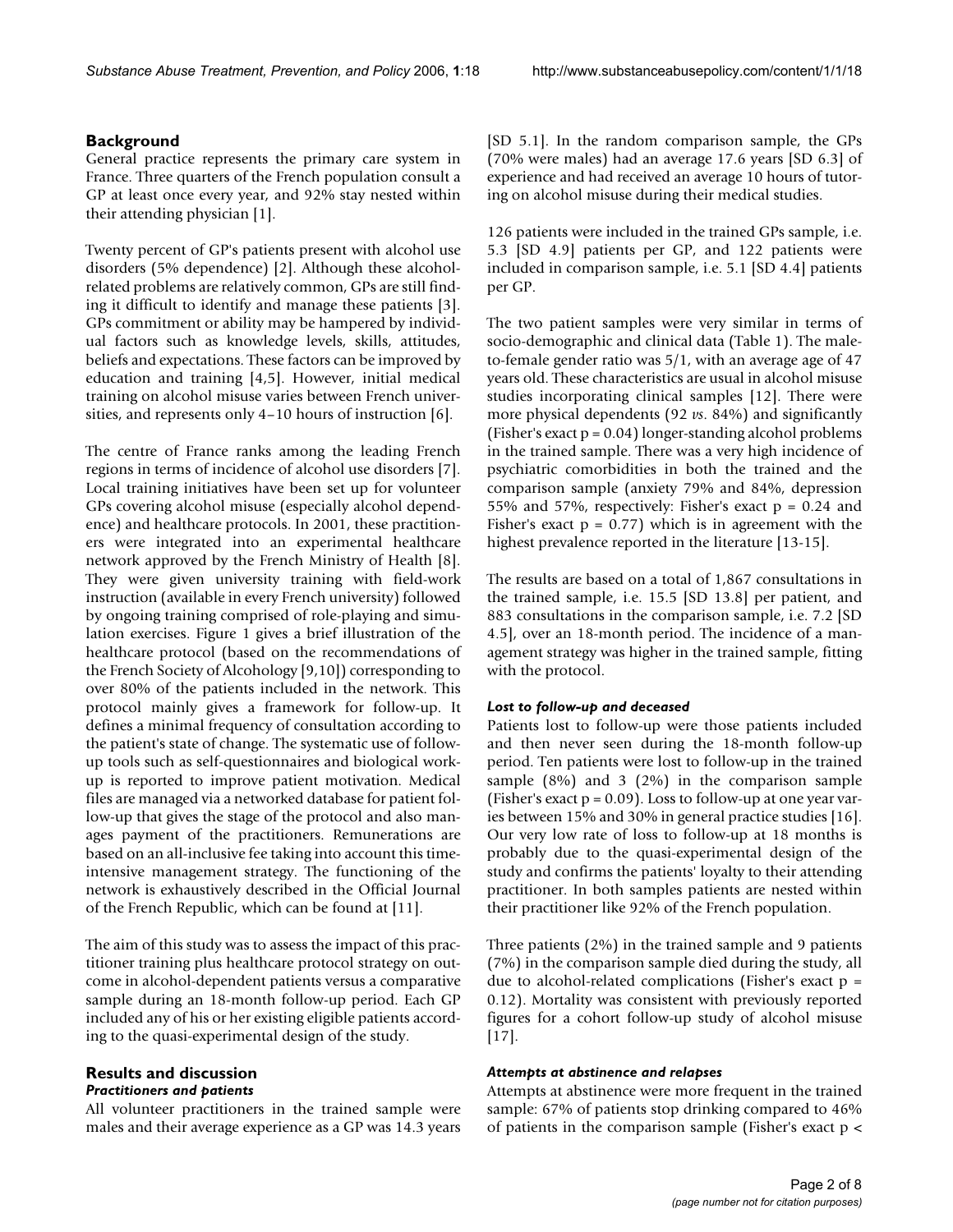## Background

General practice represents the primary care system in France. Three quarters of the French population consult a GP at least once every year, and 92% stay nested within their attending physician [1].

Twenty percent of GP's patients present with alcohol use disorders (5% dependence) [2]. Although these alcohol-related problems are relatively common, GPs are still finding it difficult to identify and manage these patients [3]. GPs commitment or ability may be hampered by individual factors such as knowledge levels, skills, attitudes, beliefs and expectations. These factors can be improved by education and training [4,5]. However, initial medical training on alcohol misuse varies between French universities, and represents only 4–10 hours of instruction [6].

The centre of France ranks among the leading French regions in terms of incidence of alcohol use disorders [7]. Local training initiatives have been set up for volunteer GPs covering alcohol misuse (especially alcohol dependence) and healthcare protocols. In 2001, these practitioners were integrated into an experimental healthcare network approved by the French Ministry of Health [8]. They were given university training with field-work instruction (available in every French university) followed by ongoing training comprised of role-playing and simulation exercises. Figure 1 gives a brief illustration of the healthcare protocol (based on the recommendations of the French Society of Alcohology [9,10]) corresponding to over 80% of the patients included in the network. This protocol mainly gives a framework for follow-up. It defines a minimal frequency of consultation according to the patient's state of change. The systematic use of follow-up tools such as self-questionnaires and biological work-up is reported to improve patient motivation. Medical files are managed via a networked database for patient follow-up that gives the stage of the protocol and also manages payment of the practitioners. Remunerations are based on an all-inclusive fee taking into account this time-intensive management strategy. The functioning of the network is exhaustively described in the Official Journal of the French Republic, which can be found at [11].

The aim of this study was to assess the impact of this practitioner training plus healthcare protocol strategy on outcome in alcohol-dependent patients versus a comparative sample during an 18-month follow-up period. Each GP included any of his or her existing eligible patients according to the quasi-experimental design of the study.

## Results and discussion

### *Practitioners and patients*

All volunteer practitioners in the trained sample were males and their average experience as a GP was 14.3 years [SD 5.1]. In the random comparison sample, the GPs (70% were males) had an average 17.6 years [SD 6.3] of experience and had received an average 10 hours of tutoring on alcohol misuse during their medical studies.

126 patients were included in the trained GPs sample, i.e. 5.3 [SD 4.9] patients per GP, and 122 patients were included in comparison sample, i.e. 5.1 [SD 4.4] patients per GP.

The two patient samples were very similar in terms of socio-demographic and clinical data (Table 1). The male-to-female gender ratio was 5/1, with an average age of 47 years old. These characteristics are usual in alcohol misuse studies incorporating clinical samples [12]. There were more physical dependents (92 *vs*. 84%) and significantly (Fisher's exact $p = 0.04$) longer-standing alcohol problems in the trained sample. There was a very high incidence of psychiatric comorbidities in both the trained and the comparison sample (anxiety 79% and 84%, depression 55% and 57%, respectively: Fisher's exact $p = 0.24$ and Fisher's exact $p = 0.77$) which is in agreement with the highest prevalence reported in the literature [13-15].

The results are based on a total of 1,867 consultations in the trained sample, i.e. 15.5 [SD 13.8] per patient, and 883 consultations in the comparison sample, i.e. 7.2 [SD 4.5], over an 18-month period. The incidence of a management strategy was higher in the trained sample, fitting with the protocol.

### *Lost to follow-up and deceased*

Patients lost to follow-up were those patients included and then never seen during the 18-month follow-up period. Ten patients were lost to follow-up in the trained sample (8%) and 3 (2%) in the comparison sample (Fisher's exact $p = 0.09$). Loss to follow-up at one year varies between 15% and 30% in general practice studies [16]. Our very low rate of loss to follow-up at 18 months is probably due to the quasi-experimental design of the study and confirms the patients' loyalty to their attending practitioner. In both samples patients are nested within their practitioner like 92% of the French population.

Three patients (2%) in the trained sample and 9 patients (7%) in the comparison sample died during the study, all due to alcohol-related complications (Fisher's exact $p = 0.12$). Mortality was consistent with previously reported figures for a cohort follow-up study of alcohol misuse [17].

### *Attempts at abstinence and relapses*

Attempts at abstinence were more frequent in the trained sample: 67% of patients stop drinking compared to 46% of patients in the comparison sample (Fisher's exact p <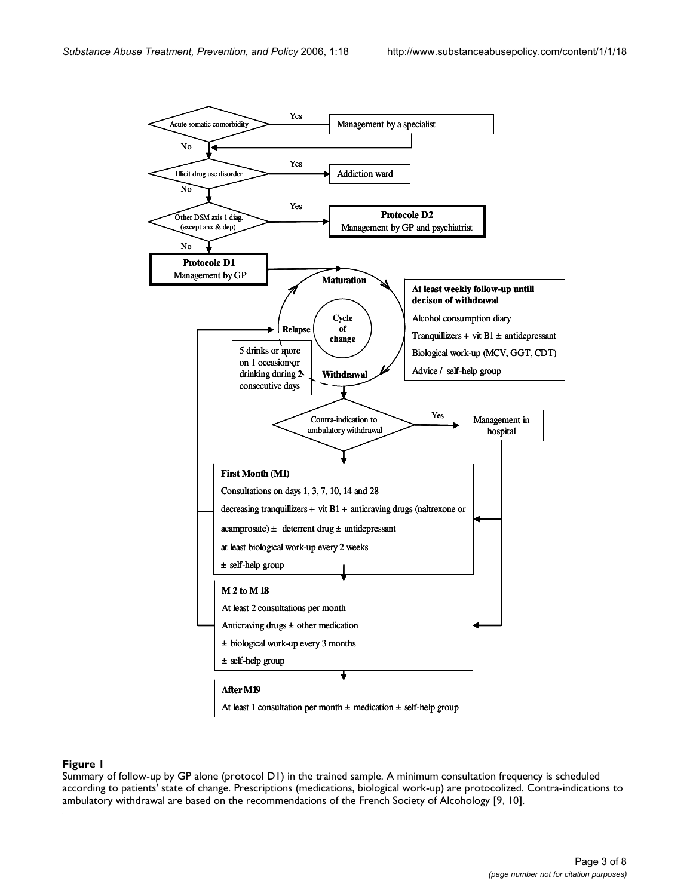Acute somatic comorbidity — Yes → Management by a specialist

No ↓

Illicit drug use disorder — Yes → Addiction ward

No ↓

Other DSM axis 1 diag. (except anx & dep) — Yes → **Protocole D2** Management by GP and psychiatrist

No ↓

**Protocole D1**
Management by GP

**Maturation**

Cycle of change

**Relapse**

**Withdrawal**

5 drinks or more on 1 occasion or drinking during 2 consecutive days

**At least weekly follow-up untill decison of withdrawal**

Alcohol consumption diary

Tranquillizers + vit B1 ± antidepressant

Biological work-up (MCV, GGT, CDT)

Advice / self-help group

Contra-indication to ambulatory withdrawal — Yes → Management in hospital

**First Month (M1)**

Consultations on days 1, 3, 7, 10, 14 and 28

decreasing tranquillizers + vit B1 + anticraving drugs (naltrexone or acamprosate) ± deterrent drug ± antidepressant

at least biological work-up every 2 weeks

± self-help group

**M 2 to M 18**

At least 2 consultations per month

Anticraving drugs ± other medication

± biological work-up every 3 months

± self-help group

**After M19**

At least 1 consultation per month ± medication ± self-help group

**Figure 1**

Summary of follow-up by GP alone (protocol D1) in the trained sample. A minimum consultation frequency is scheduled according to patients' state of change. Prescriptions (medications, biological work-up) are protocolized. Contra-indications to ambulatory withdrawal are based on the recommendations of the French Society of Alcohology [9, 10].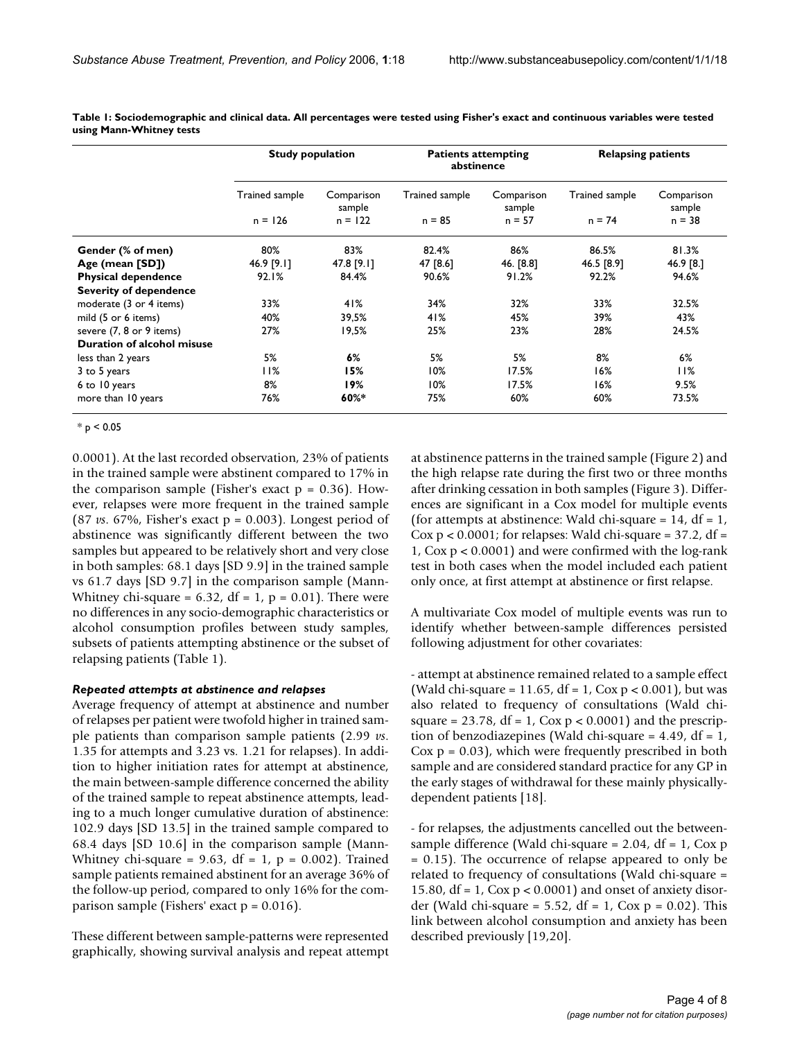**Table 1: Sociodemographic and clinical data. All percentages were tested using Fisher's exact and continuous variables were tested using Mann-Whitney tests**

| | Study population | | Patients attempting abstinence | | Relapsing patients | |
|---|---|---|---|---|---|---|
| | Trained sample n = 126 | Comparison sample n = 122 | Trained sample n = 85 | Comparison sample n = 57 | Trained sample n = 74 | Comparison sample n = 38 |
| **Gender (% of men)** | 80% | 83% | 82.4% | 86% | 86.5% | 81.3% |
| **Age (mean [SD])** | 46.9 [9.1] | 47.8 [9.1] | 47 [8.6] | 46. [8.8] | 46.5 [8.9] | 46.9 [8.] |
| **Physical dependence** | 92.1% | 84.4% | 90.6% | 91.2% | 92.2% | 94.6% |
| **Severity of dependence** | | | | | | |
| moderate (3 or 4 items) | 33% | 41% | 34% | 32% | 33% | 32.5% |
| mild (5 or 6 items) | 40% | 39,5% | 41% | 45% | 39% | 43% |
| severe (7, 8 or 9 items) | 27% | 19,5% | 25% | 23% | 28% | 24.5% |
| **Duration of alcohol misuse** | | | | | | |
| less than 2 years | 5% | **6%** | 5% | 5% | 8% | 6% |
| 3 to 5 years | 11% | **15%** | 10% | 17.5% | 16% | 11% |
| 6 to 10 years | 8% | **19%** | 10% | 17.5% | 16% | 9.5% |
| more than 10 years | 76% | **60%*** | 75% | 60% | 60% | 73.5% |

* $p < 0.05$

0.0001). At the last recorded observation, 23% of patients in the trained sample were abstinent compared to 17% in the comparison sample (Fisher's exact $p = 0.36$). However, relapses were more frequent in the trained sample (87 *vs*. 67%, Fisher's exact $p = 0.003$). Longest period of abstinence was significantly different between the two samples but appeared to be relatively short and very close in both samples: 68.1 days [SD 9.9] in the trained sample vs 61.7 days [SD 9.7] in the comparison sample (Mann-Whitney chi-square = 6.32, df = 1, $p = 0.01$). There were no differences in any socio-demographic characteristics or alcohol consumption profiles between study samples, subsets of patients attempting abstinence or the subset of relapsing patients (Table 1).

### *Repeated attempts at abstinence and relapses*

Average frequency of attempt at abstinence and number of relapses per patient were twofold higher in trained sample patients than comparison sample patients (2.99 *vs*. 1.35 for attempts and 3.23 vs. 1.21 for relapses). In addition to higher initiation rates for attempt at abstinence, the main between-sample difference concerned the ability of the trained sample to repeat abstinence attempts, leading to a much longer cumulative duration of abstinence: 102.9 days [SD 13.5] in the trained sample compared to 68.4 days [SD 10.6] in the comparison sample (Mann-Whitney chi-square = 9.63, df = 1, $p = 0.002$). Trained sample patients remained abstinent for an average 36% of the follow-up period, compared to only 16% for the comparison sample (Fishers' exact $p = 0.016$).

These different between sample-patterns were represented graphically, showing survival analysis and repeat attempt at abstinence patterns in the trained sample (Figure 2) and the high relapse rate during the first two or three months after drinking cessation in both samples (Figure 3). Differences are significant in a Cox model for multiple events (for attempts at abstinence: Wald chi-square = 14, df = 1, Cox $p < 0.0001$; for relapses: Wald chi-square = 37.2, df = 1, Cox $p < 0.0001$) and were confirmed with the log-rank test in both cases when the model included each patient only once, at first attempt at abstinence or first relapse.

A multivariate Cox model of multiple events was run to identify whether between-sample differences persisted following adjustment for other covariates:

- attempt at abstinence remained related to a sample effect (Wald chi-square = 11.65, df = 1, Cox $p < 0.001$), but was also related to frequency of consultations (Wald chi-square = 23.78, df = 1, Cox $p < 0.0001$) and the prescription of benzodiazepines (Wald chi-square = 4.49, df = 1, Cox $p = 0.03$), which were frequently prescribed in both sample and are considered standard practice for any GP in the early stages of withdrawal for these mainly physically-dependent patients [18].

- for relapses, the adjustments cancelled out the between-sample difference (Wald chi-square = 2.04, df = 1, Cox $p = 0.15$). The occurrence of relapse appeared to only be related to frequency of consultations (Wald chi-square = 15.80, df = 1, Cox $p < 0.0001$) and onset of anxiety disorder (Wald chi-square = 5.52, df = 1, Cox $p = 0.02$). This link between alcohol consumption and anxiety has been described previously [19,20].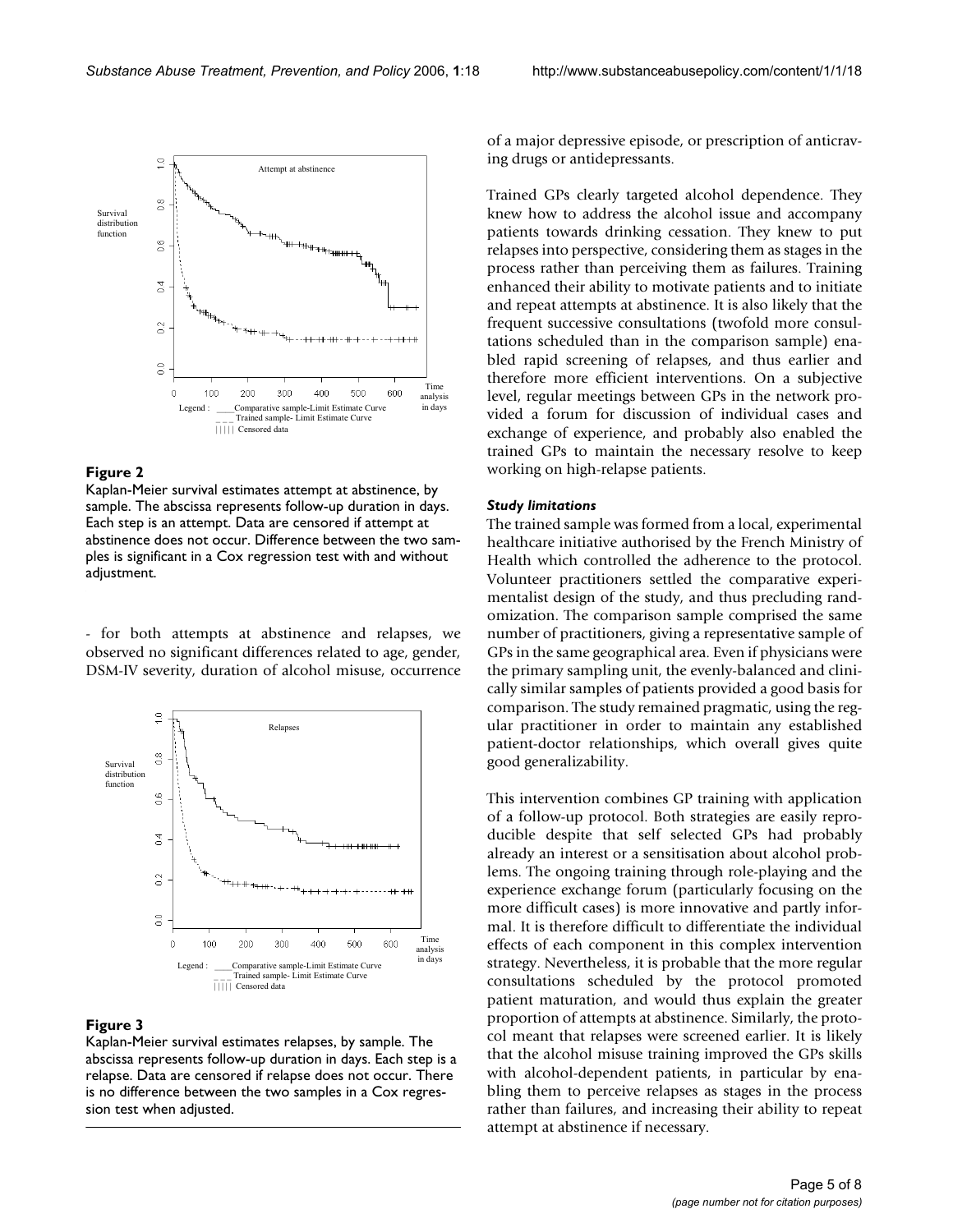**Figure 2**

Kaplan-Meier survival estimates attempt at abstinence, by sample. The abscissa represents follow-up duration in days. Each step is an attempt. Data are censored if attempt at abstinence does not occur. Difference between the two samples is significant in a Cox regression test with and without adjustment.

- for both attempts at abstinence and relapses, we observed no significant differences related to age, gender, DSM-IV severity, duration of alcohol misuse, occurrence of a major depressive episode, or prescription of anticraving drugs or antidepressants.

**Figure 3**

Kaplan-Meier survival estimates relapses, by sample. The abscissa represents follow-up duration in days. Each step is a relapse. Data are censored if relapse does not occur. There is no difference between the two samples in a Cox regression test when adjusted.

Trained GPs clearly targeted alcohol dependence. They knew how to address the alcohol issue and accompany patients towards drinking cessation. They knew to put relapses into perspective, considering them as stages in the process rather than perceiving them as failures. Training enhanced their ability to motivate patients and to initiate and repeat attempts at abstinence. It is also likely that the frequent successive consultations (twofold more consultations scheduled than in the comparison sample) enabled rapid screening of relapses, and thus earlier and therefore more efficient interventions. On a subjective level, regular meetings between GPs in the network provided a forum for discussion of individual cases and exchange of experience, and probably also enabled the trained GPs to maintain the necessary resolve to keep working on high-relapse patients.

### *Study limitations*

The trained sample was formed from a local, experimental healthcare initiative authorised by the French Ministry of Health which controlled the adherence to the protocol. Volunteer practitioners settled the comparative experimentalist design of the study, and thus precluding randomization. The comparison sample comprised the same number of practitioners, giving a representative sample of GPs in the same geographical area. Even if physicians were the primary sampling unit, the evenly-balanced and clinically similar samples of patients provided a good basis for comparison. The study remained pragmatic, using the regular practitioner in order to maintain any established patient-doctor relationships, which overall gives quite good generalizability.

This intervention combines GP training with application of a follow-up protocol. Both strategies are easily reproducible despite that self selected GPs had probably already an interest or a sensitisation about alcohol problems. The ongoing training through role-playing and the experience exchange forum (particularly focusing on the more difficult cases) is more innovative and partly informal. It is therefore difficult to differentiate the individual effects of each component in this complex intervention strategy. Nevertheless, it is probable that the more regular consultations scheduled by the protocol promoted patient maturation, and would thus explain the greater proportion of attempts at abstinence. Similarly, the protocol meant that relapses were screened earlier. It is likely that the alcohol misuse training improved the GPs skills with alcohol-dependent patients, in particular by enabling them to perceive relapses as stages in the process rather than failures, and increasing their ability to repeat attempt at abstinence if necessary.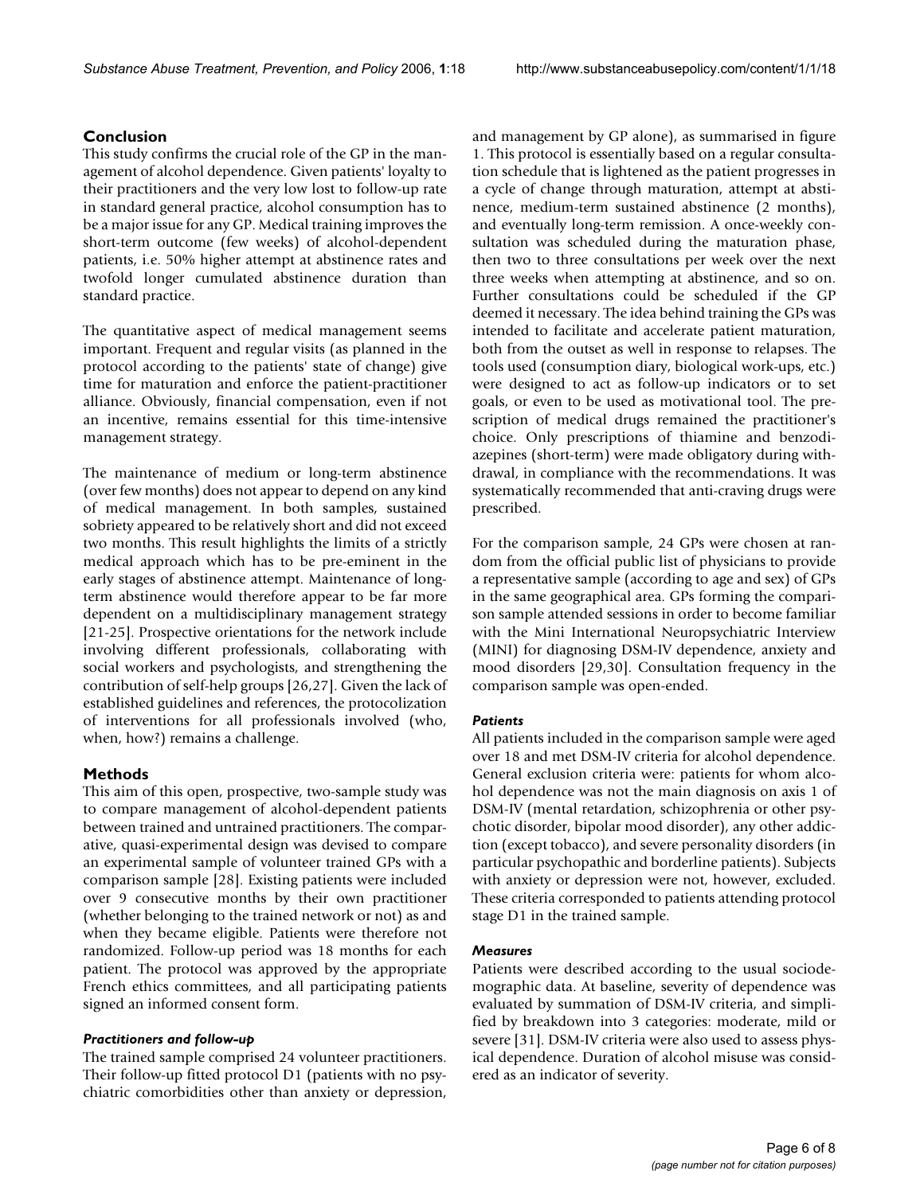## Conclusion

This study confirms the crucial role of the GP in the management of alcohol dependence. Given patients' loyalty to their practitioners and the very low lost to follow-up rate in standard general practice, alcohol consumption has to be a major issue for any GP. Medical training improves the short-term outcome (few weeks) of alcohol-dependent patients, i.e. 50% higher attempt at abstinence rates and twofold longer cumulated abstinence duration than standard practice.

The quantitative aspect of medical management seems important. Frequent and regular visits (as planned in the protocol according to the patients' state of change) give time for maturation and enforce the patient-practitioner alliance. Obviously, financial compensation, even if not an incentive, remains essential for this time-intensive management strategy.

The maintenance of medium or long-term abstinence (over few months) does not appear to depend on any kind of medical management. In both samples, sustained sobriety appeared to be relatively short and did not exceed two months. This result highlights the limits of a strictly medical approach which has to be pre-eminent in the early stages of abstinence attempt. Maintenance of long-term abstinence would therefore appear to be far more dependent on a multidisciplinary management strategy [21-25]. Prospective orientations for the network include involving different professionals, collaborating with social workers and psychologists, and strengthening the contribution of self-help groups [26,27]. Given the lack of established guidelines and references, the protocolization of interventions for all professionals involved (who, when, how?) remains a challenge.

## Methods

This aim of this open, prospective, two-sample study was to compare management of alcohol-dependent patients between trained and untrained practitioners. The comparative, quasi-experimental design was devised to compare an experimental sample of volunteer trained GPs with a comparison sample [28]. Existing patients were included over 9 consecutive months by their own practitioner (whether belonging to the trained network or not) as and when they became eligible. Patients were therefore not randomized. Follow-up period was 18 months for each patient. The protocol was approved by the appropriate French ethics committees, and all participating patients signed an informed consent form.

### *Practitioners and follow-up*

The trained sample comprised 24 volunteer practitioners. Their follow-up fitted protocol D1 (patients with no psychiatric comorbidities other than anxiety or depression, and management by GP alone), as summarised in figure 1. This protocol is essentially based on a regular consultation schedule that is lightened as the patient progresses in a cycle of change through maturation, attempt at abstinence, medium-term sustained abstinence (2 months), and eventually long-term remission. A once-weekly consultation was scheduled during the maturation phase, then two to three consultations per week over the next three weeks when attempting at abstinence, and so on. Further consultations could be scheduled if the GP deemed it necessary. The idea behind training the GPs was intended to facilitate and accelerate patient maturation, both from the outset as well in response to relapses. The tools used (consumption diary, biological work-ups, etc.) were designed to act as follow-up indicators or to set goals, or even to be used as motivational tool. The prescription of medical drugs remained the practitioner's choice. Only prescriptions of thiamine and benzodiazepines (short-term) were made obligatory during withdrawal, in compliance with the recommendations. It was systematically recommended that anti-craving drugs were prescribed.

For the comparison sample, 24 GPs were chosen at random from the official public list of physicians to provide a representative sample (according to age and sex) of GPs in the same geographical area. GPs forming the comparison sample attended sessions in order to become familiar with the Mini International Neuropsychiatric Interview (MINI) for diagnosing DSM-IV dependence, anxiety and mood disorders [29,30]. Consultation frequency in the comparison sample was open-ended.

### *Patients*

All patients included in the comparison sample were aged over 18 and met DSM-IV criteria for alcohol dependence. General exclusion criteria were: patients for whom alcohol dependence was not the main diagnosis on axis 1 of DSM-IV (mental retardation, schizophrenia or other psychotic disorder, bipolar mood disorder), any other addiction (except tobacco), and severe personality disorders (in particular psychopathic and borderline patients). Subjects with anxiety or depression were not, however, excluded. These criteria corresponded to patients attending protocol stage D1 in the trained sample.

### *Measures*

Patients were described according to the usual sociodemographic data. At baseline, severity of dependence was evaluated by summation of DSM-IV criteria, and simplified by breakdown into 3 categories: moderate, mild or severe [31]. DSM-IV criteria were also used to assess physical dependence. Duration of alcohol misuse was considered as an indicator of severity.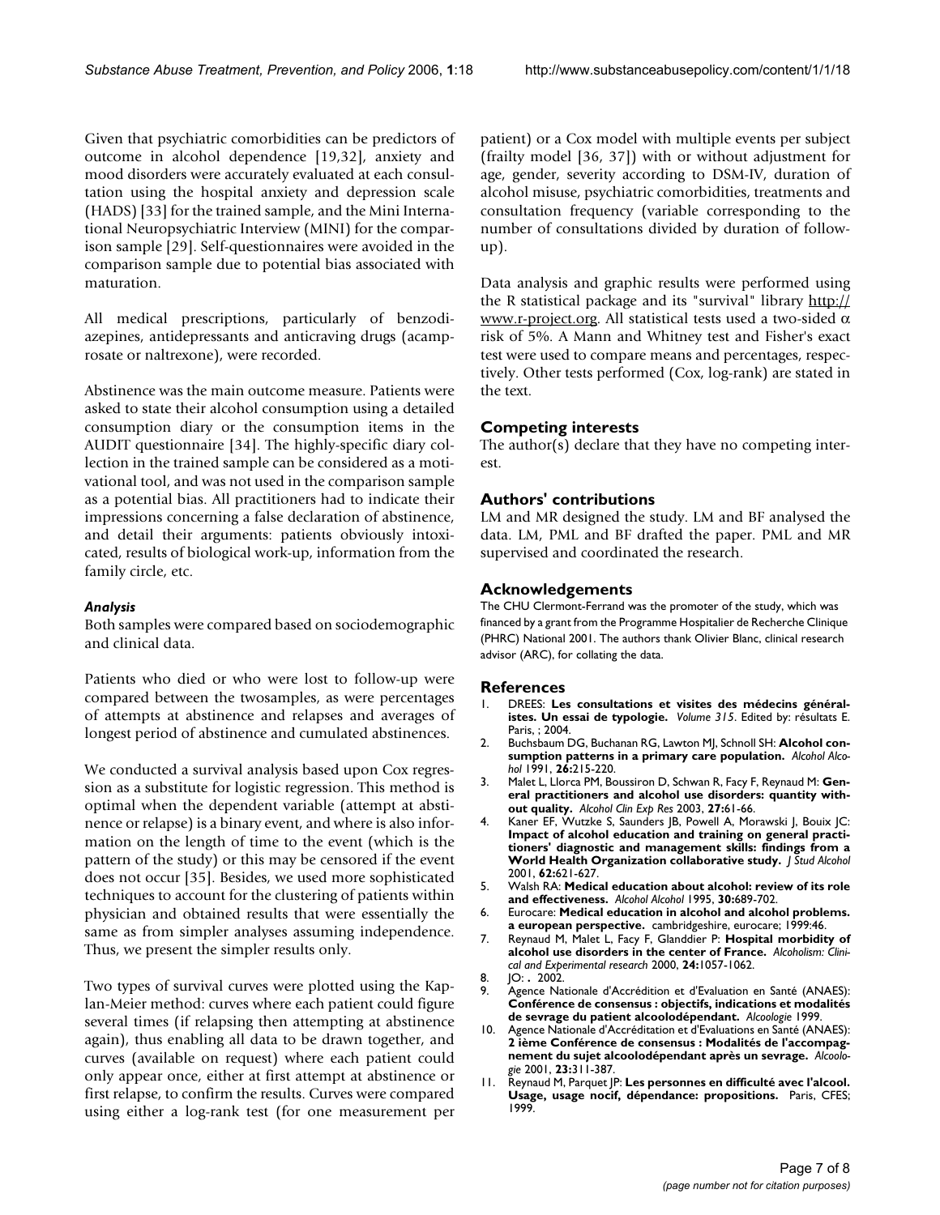Given that psychiatric comorbidities can be predictors of outcome in alcohol dependence [19,32], anxiety and mood disorders were accurately evaluated at each consultation using the hospital anxiety and depression scale (HADS) [33] for the trained sample, and the Mini International Neuropsychiatric Interview (MINI) for the comparison sample [29]. Self-questionnaires were avoided in the comparison sample due to potential bias associated with maturation.

All medical prescriptions, particularly of benzodiazepines, antidepressants and anticraving drugs (acamprosate or naltrexone), were recorded.

Abstinence was the main outcome measure. Patients were asked to state their alcohol consumption using a detailed consumption diary or the consumption items in the AUDIT questionnaire [34]. The highly-specific diary collection in the trained sample can be considered as a motivational tool, and was not used in the comparison sample as a potential bias. All practitioners had to indicate their impressions concerning a false declaration of abstinence, and detail their arguments: patients obviously intoxicated, results of biological work-up, information from the family circle, etc.

### *Analysis*

Both samples were compared based on sociodemographic and clinical data.

Patients who died or who were lost to follow-up were compared between the twosamples, as were percentages of attempts at abstinence and relapses and averages of longest period of abstinence and cumulated abstinences.

We conducted a survival analysis based upon Cox regression as a substitute for logistic regression. This method is optimal when the dependent variable (attempt at abstinence or relapse) is a binary event, and where is also information on the length of time to the event (which is the pattern of the study) or this may be censored if the event does not occur [35]. Besides, we used more sophisticated techniques to account for the clustering of patients within physician and obtained results that were essentially the same as from simpler analyses assuming independence. Thus, we present the simpler results only.

Two types of survival curves were plotted using the Kaplan-Meier method: curves where each patient could figure several times (if relapsing then attempting at abstinence again), thus enabling all data to be drawn together, and curves (available on request) where each patient could only appear once, either at first attempt at abstinence or first relapse, to confirm the results. Curves were compared using either a log-rank test (for one measurement per patient) or a Cox model with multiple events per subject (frailty model [36, 37]) with or without adjustment for age, gender, severity according to DSM-IV, duration of alcohol misuse, psychiatric comorbidities, treatments and consultation frequency (variable corresponding to the number of consultations divided by duration of follow-up).

Data analysis and graphic results were performed using the R statistical package and its "survival" library http://www.r-project.org. All statistical tests used a two-sided $\alpha$ risk of 5%. A Mann and Whitney test and Fisher's exact test were used to compare means and percentages, respectively. Other tests performed (Cox, log-rank) are stated in the text.

## Competing interests

The author(s) declare that they have no competing interest.

## Authors' contributions

LM and MR designed the study. LM and BF analysed the data. LM, PML and BF drafted the paper. PML and MR supervised and coordinated the research.

## Acknowledgements

The CHU Clermont-Ferrand was the promoter of the study, which was financed by a grant from the Programme Hospitalier de Recherche Clinique (PHRC) National 2001. The authors thank Olivier Blanc, clinical research advisor (ARC), for collating the data.

## References

1. DREES: **Les consultations et visites des médecins généralistes. Un essai de typologie.** *Volume 315*. Edited by: résultats E. Paris, ; 2004.
2. Buchsbaum DG, Buchanan RG, Lawton MJ, Schnoll SH: **Alcohol consumption patterns in a primary care population.** *Alcohol Alcohol* 1991, **26:**215-220.
3. Malet L, Llorca PM, Boussiron D, Schwan R, Facy F, Reynaud M: **General practitioners and alcohol use disorders: quantity without quality.** *Alcohol Clin Exp Res* 2003, **27:**61-66.
4. Kaner EF, Wutzke S, Saunders JB, Powell A, Morawski J, Bouix JC: **Impact of alcohol education and training on general practitioners' diagnostic and management skills: findings from a World Health Organization collaborative study.** *J Stud Alcohol* 2001, **62:**621-627.
5. Walsh RA: **Medical education about alcohol: review of its role and effectiveness.** *Alcohol Alcohol* 1995, **30:**689-702.
6. Eurocare: **Medical education in alcohol and alcohol problems. a european perspective.** cambridgeshire, eurocare; 1999:46.
7. Reynaud M, Malet L, Facy F, Glanddier P: **Hospital morbidity of alcohol use disorders in the center of France.** *Alcoholism: Clinical and Experimental research* 2000, **24:**1057-1062.
8. JO: **.** 2002.
9. Agence Nationale d'Accrédition et d'Evaluation en Santé (ANAES): **Conférence de consensus : objectifs, indications et modalités de sevrage du patient alcoolodépendant.** *Alcoologie* 1999.
10. Agence Nationale d'Accréditation et d'Evaluations en Santé (ANAES): **2 ième Conférence de consensus : Modalités de l'accompagnement du sujet alcoolodépendant après un sevrage.** *Alcoologie* 2001, **23:**311-387.
11. Reynaud M, Parquet JP: **Les personnes en difficulté avec l'alcool. Usage, usage nocif, dépendance: propositions.** Paris, CFES; 1999.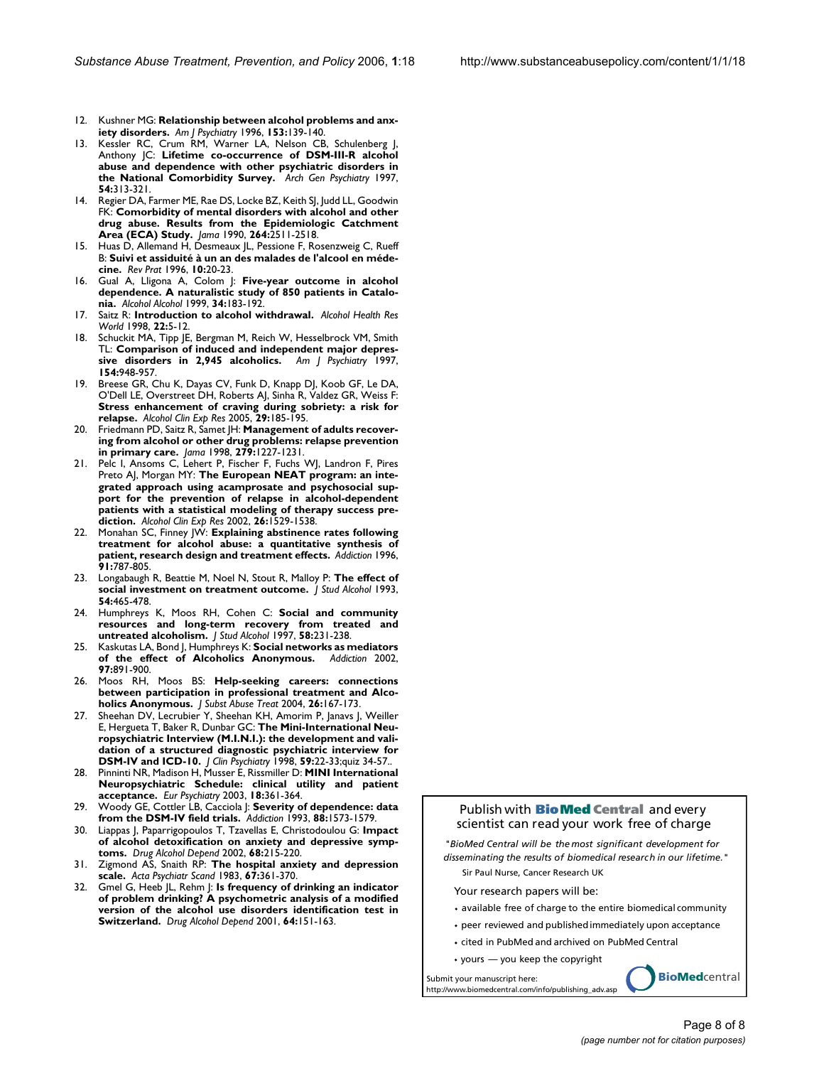12. Kushner MG: **Relationship between alcohol problems and anxiety disorders.** *Am J Psychiatry* 1996, **153:**139-140.
13. Kessler RC, Crum RM, Warner LA, Nelson CB, Schulenberg J, Anthony JC: **Lifetime co-occurrence of DSM-III-R alcohol abuse and dependence with other psychiatric disorders in the National Comorbidity Survey.** *Arch Gen Psychiatry* 1997, **54:**313-321.
14. Regier DA, Farmer ME, Rae DS, Locke BZ, Keith SJ, Judd LL, Goodwin FK: **Comorbidity of mental disorders with alcohol and other drug abuse. Results from the Epidemiologic Catchment Area (ECA) Study.** *Jama* 1990, **264:**2511-2518.
15. Huas D, Allemand H, Desmeaux JL, Pessione F, Rosenzweig C, Rueff B: **Suivi et assiduité à un an des malades de l'alcool en médecine.** *Rev Prat* 1996, **10:**20-23.
16. Gual A, Lligona A, Colom J: **Five-year outcome in alcohol dependence. A naturalistic study of 850 patients in Catalonia.** *Alcohol Alcohol* 1999, **34:**183-192.
17. Saitz R: **Introduction to alcohol withdrawal.** *Alcohol Health Res World* 1998, **22:**5-12.
18. Schuckit MA, Tipp JE, Bergman M, Reich W, Hesselbrock VM, Smith TL: **Comparison of induced and independent major depressive disorders in 2,945 alcoholics.** *Am J Psychiatry* 1997, **154:**948-957.
19. Breese GR, Chu K, Dayas CV, Funk D, Knapp DJ, Koob GF, Le DA, O'Dell LE, Overstreet DH, Roberts AJ, Sinha R, Valdez GR, Weiss F: **Stress enhancement of craving during sobriety: a risk for relapse.** *Alcohol Clin Exp Res* 2005, **29:**185-195.
20. Friedmann PD, Saitz R, Samet JH: **Management of adults recovering from alcohol or other drug problems: relapse prevention in primary care.** *Jama* 1998, **279:**1227-1231.
21. Pelc I, Ansoms C, Lehert P, Fischer F, Fuchs WJ, Landron F, Pires Preto AJ, Morgan MY: **The European NEAT program: an integrated approach using acamprosate and psychosocial support for the prevention of relapse in alcohol-dependent patients with a statistical modeling of therapy success prediction.** *Alcohol Clin Exp Res* 2002, **26:**1529-1538.
22. Monahan SC, Finney JW: **Explaining abstinence rates following treatment for alcohol abuse: a quantitative synthesis of patient, research design and treatment effects.** *Addiction* 1996, **91:**787-805.
23. Longabaugh R, Beattie M, Noel N, Stout R, Malloy P: **The effect of social investment on treatment outcome.** *J Stud Alcohol* 1993, **54:**465-478.
24. Humphreys K, Moos RH, Cohen C: **Social and community resources and long-term recovery from treated and untreated alcoholism.** *J Stud Alcohol* 1997, **58:**231-238.
25. Kaskutas LA, Bond J, Humphreys K: **Social networks as mediators of the effect of Alcoholics Anonymous.** *Addiction* 2002, **97:**891-900.
26. Moos RH, Moos BS: **Help-seeking careers: connections between participation in professional treatment and Alcoholics Anonymous.** *J Subst Abuse Treat* 2004, **26:**167-173.
27. Sheehan DV, Lecrubier Y, Sheehan KH, Amorim P, Janavs J, Weiller E, Hergueta T, Baker R, Dunbar GC: **The Mini-International Neuropsychiatric Interview (M.I.N.I.): the development and validation of a structured diagnostic psychiatric interview for DSM-IV and ICD-10.** *J Clin Psychiatry* 1998, **59:**22-33;quiz 34-57..
28. Pinninti NR, Madison H, Musser E, Rissmiller D: **MINI International Neuropsychiatric Schedule: clinical utility and patient acceptance.** *Eur Psychiatry* 2003, **18:**361-364.
29. Woody GE, Cottler LB, Cacciola J: **Severity of dependence: data from the DSM-IV field trials.** *Addiction* 1993, **88:**1573-1579.
30. Liappas J, Paparrigopoulos T, Tzavellas E, Christodoulou G: **Impact of alcohol detoxification on anxiety and depressive symptoms.** *Drug Alcohol Depend* 2002, **68:**215-220.
31. Zigmond AS, Snaith RP: **The hospital anxiety and depression scale.** *Acta Psychiatr Scand* 1983, **67:**361-370.
32. Gmel G, Heeb JL, Rehm J: **Is frequency of drinking an indicator of problem drinking? A psychometric analysis of a modified version of the alcohol use disorders identification test in Switzerland.** *Drug Alcohol Depend* 2001, **64:**151-163.

Publish with **BioMed Central** and every scientist can read your work free of charge

*"BioMed Central will be the most significant development for disseminating the results of biomedical research in our lifetime."*

Sir Paul Nurse, Cancer Research UK

Your research papers will be:

- available free of charge to the entire biomedical community
- peer reviewed and published immediately upon acceptance
- cited in PubMed and archived on PubMed Central
- yours — you keep the copyright

Submit your manuscript here:
http://www.biomedcentral.com/info/publishing_adv.asp

**BioMed**central